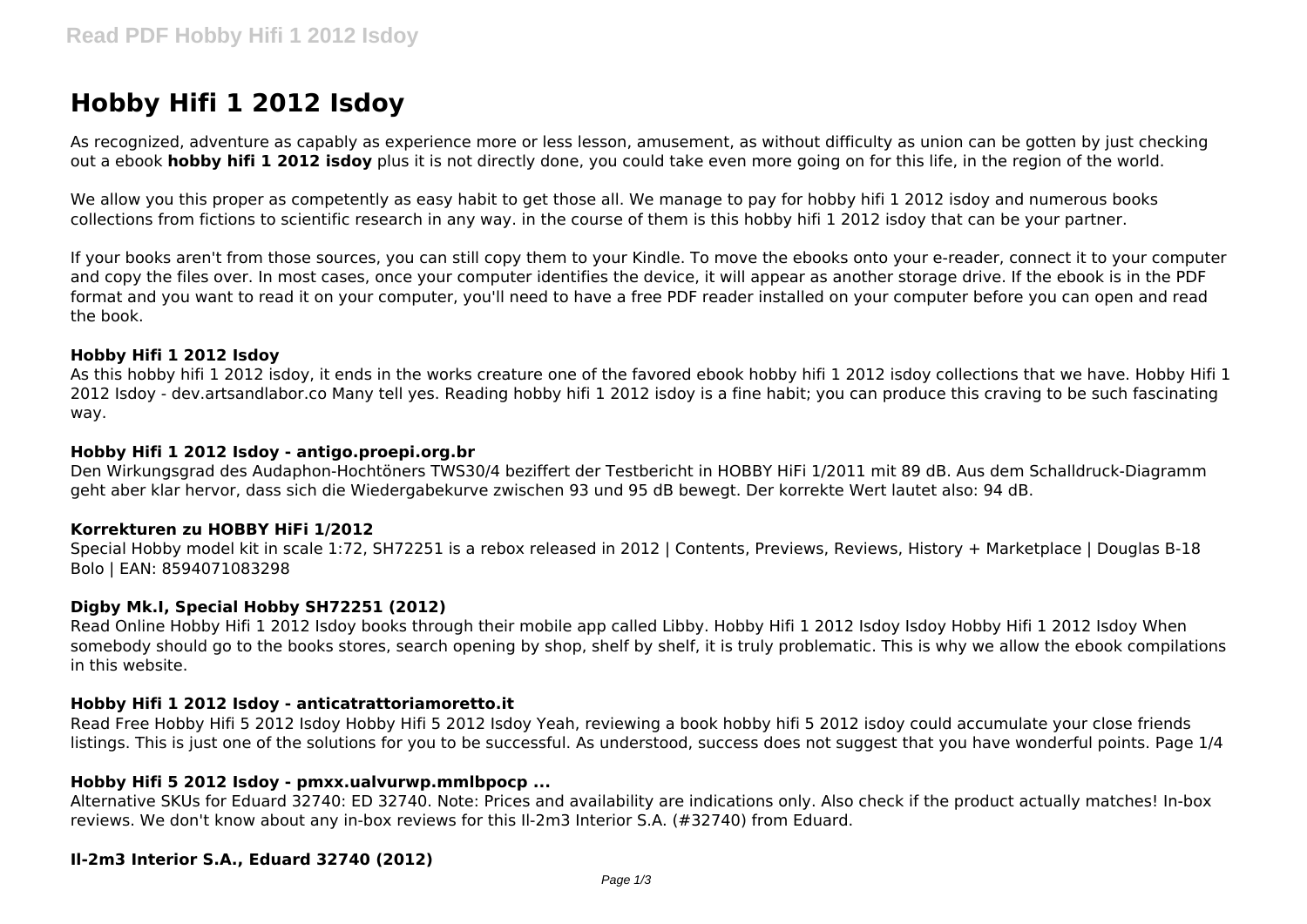# Hobby Hifi 1 2012 Isdoy

As recognized, adventure as capably as experience more or less lesson, amusement, as without difficulty as union can be gotten by just checking out a ebook **hobby hifi 1 2012 isdoy** plus it is not directly done, you could take even more going on for this life, in the region of the world.

We allow you this proper as competently as easy habit to get those all. We manage to pay for hobby hifi 1 2012 isdoy and numerous books collections from fictions to scientific research in any way. in the course of them is this hobby hifi 1 2012 isdoy that can be your partner.

If your books aren't from those sources, you can still copy them to your Kindle. To move the ebooks onto your e-reader, connect it to your computer and copy the files over. In most cases, once your computer identifies the device, it will appear as another storage drive. If the ebook is in the PDF format and you want to read it on your computer, you'll need to have a free PDF reader installed on your computer before you can open and read the book.

### Hobby Hifi 1 2012 Isdoy

As this hobby hifi 1 2012 isdoy, it ends in the works creature one of the favored ebook hobby hifi 1 2012 isdoy collections that we have. Hobby Hifi 1 2012 Isdoy - dev.artsandlabor.co Many tell yes. Reading hobby hifi 1 2012 isdoy is a fine habit; you can produce this craving to be such fascinating way.

### Hobby Hifi 1 2012 Isdoy - antigo.proepi.org.br

Den Wirkungsgrad des Audaphon-Hochtöners TWS30/4 beziffert der Testbericht in HOBBY HiFi 1/2011 mit 89 dB. Aus dem Schalldruck-Diagramm geht aber klar hervor, dass sich die Wiedergabekurve zwischen 93 und 95 dB bewegt. Der korrekte Wert lautet also: 94 dB.

### Korrekturen zu HOBBY HiFi 1/2012

Special Hobby model kit in scale 1:72, SH72251 is a rebox released in 2012 | Contents, Previews, Reviews, History + Marketplace | Douglas B-18 Bolo | EAN: 8594071083298

### Digby Mk.I, Special Hobby SH72251 (2012)

Read Online Hobby Hifi 1 2012 Isdoy books through their mobile app called Libby. Hobby Hifi 1 2012 Isdoy Isdoy Hobby Hifi 1 2012 Isdoy When somebody should go to the books stores, search opening by shop, shelf by shelf, it is truly problematic. This is why we allow the ebook compilations in this website.

### Hobby Hifi 1 2012 Isdoy - anticatrattoriamoretto.it

Read Free Hobby Hifi 5 2012 Isdoy Hobby Hifi 5 2012 Isdoy Yeah, reviewing a book hobby hifi 5 2012 isdoy could accumulate your close friends listings. This is just one of the solutions for you to be successful. As understood, success does not suggest that you have wonderful points. Page 1/4

### Hobby Hifi 5 2012 Isdoy - pmxx.ualvurwp.mmlbpocp ...

Alternative SKUs for Eduard 32740: ED 32740. Note: Prices and availability are indications only. Also check if the product actually matches! In-box reviews. We don't know about any in-box reviews for this Il-2m3 Interior S.A. (#32740) from Eduard.

### Il-2m3 Interior S.A., Eduard 32740 (2012)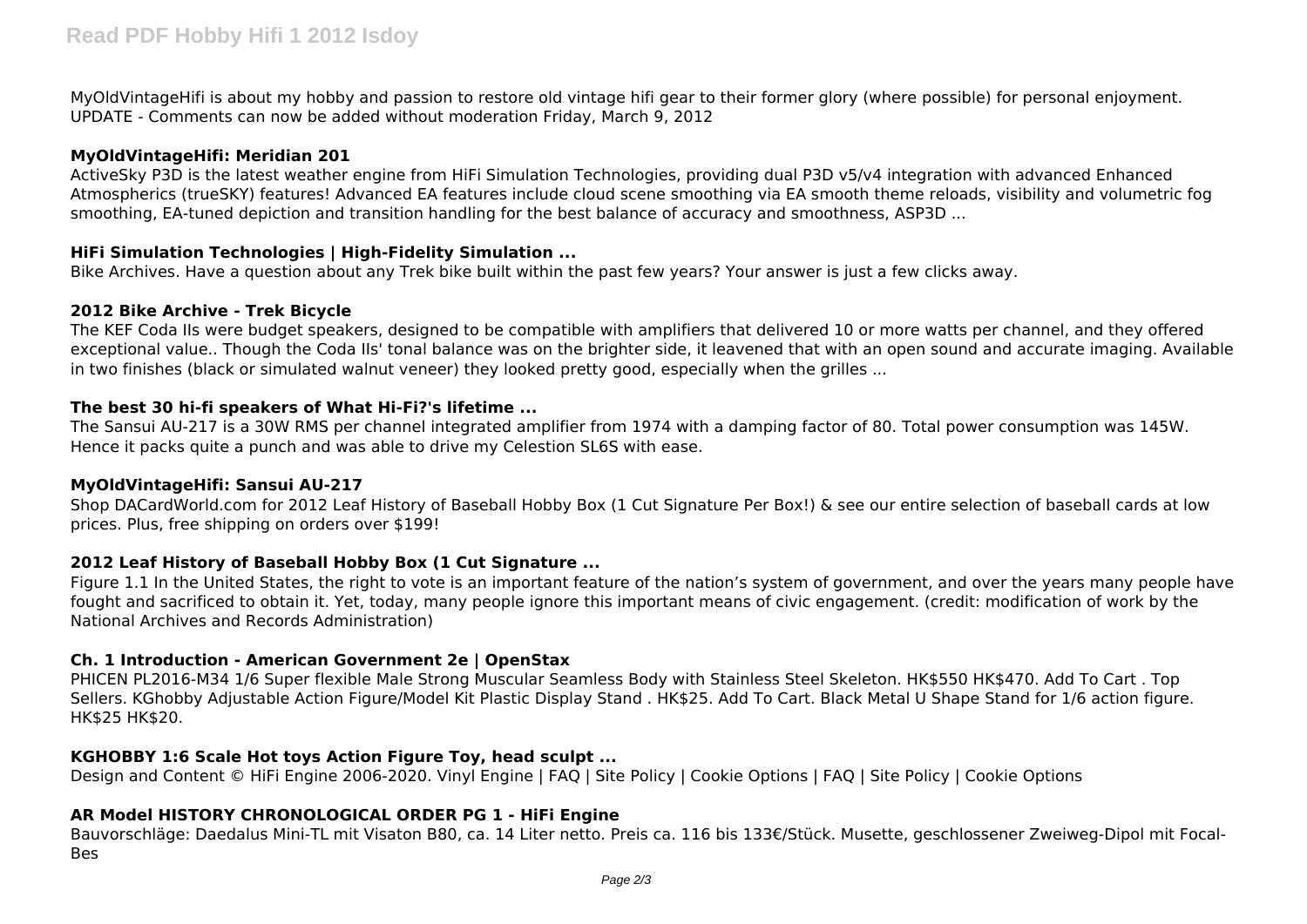MyOldVintageHifi is about my hobby and passion to restore old vintage hifi gear to their former glory (where possible) for personal enjoyment. UPDATE - Comments can now be added without moderation Friday, March 9, 2012

### MyOldVintageHifi: Meridian 201

ActiveSky P3D is the latest weather engine from HiFi Simulation Technologies, providing dual P3D v5/v4 integration with advanced Enhanced Atmospherics (trueSKY) features! Advanced EA features include cloud scene smoothing via EA smooth theme reloads, visibility and volumetric fog smoothing, EA-tuned depiction and transition handling for the best balance of accuracy and smoothness, ASP3D ...

### HiFi Simulation Technologies | High-Fidelity Simulation ...

Bike Archives. Have a question about any Trek bike built within the past few years? Your answer is just a few clicks away.

### 2012 Bike Archive - Trek Bicycle

The KEF Coda IIs were budget speakers, designed to be compatible with amplifiers that delivered 10 or more watts per channel, and they offered exceptional value.. Though the Coda IIs' tonal balance was on the brighter side, it leavened that with an open sound and accurate imaging. Available in two finishes (black or simulated walnut veneer) they looked pretty good, especially when the grilles ...

### The best 30 hi-fi speakers of What Hi-Fi?'s lifetime ...

The Sansui AU-217 is a 30W RMS per channel integrated amplifier from 1974 with a damping factor of 80. Total power consumption was 145W. Hence it packs quite a punch and was able to drive my Celestion SL6S with ease.

### MyOldVintageHifi: Sansui AU-217

Shop DACardWorld.com for 2012 Leaf History of Baseball Hobby Box (1 Cut Signature Per Box!) & see our entire selection of baseball cards at low prices. Plus, free shipping on orders over $199!

### 2012 Leaf History of Baseball Hobby Box (1 Cut Signature ...

Figure 1.1 In the United States, the right to vote is an important feature of the nation's system of government, and over the years many people have fought and sacrificed to obtain it. Yet, today, many people ignore this important means of civic engagement. (credit: modification of work by the National Archives and Records Administration)

### Ch. 1 Introduction - American Government 2e | OpenStax

PHICEN PL2016-M34 1/6 Super flexible Male Strong Muscular Seamless Body with Stainless Steel Skeleton. HK$550 HK$470. Add To Cart . Top Sellers. KGhobby Adjustable Action Figure/Model Kit Plastic Display Stand . HK$25. Add To Cart. Black Metal U Shape Stand for 1/6 action figure. HK$25 HK$20.

### KGHOBBY 1:6 Scale Hot toys Action Figure Toy, head sculpt ...

Design and Content © HiFi Engine 2006-2020. Vinyl Engine | FAQ | Site Policy | Cookie Options | FAQ | Site Policy | Cookie Options

### AR Model HISTORY CHRONOLOGICAL ORDER PG 1 - HiFi Engine

Bauvorschläge: Daedalus Mini-TL mit Visaton B80, ca. 14 Liter netto. Preis ca. 116 bis 133€/Stück. Musette, geschlossener Zweiweg-Dipol mit Focal-Bes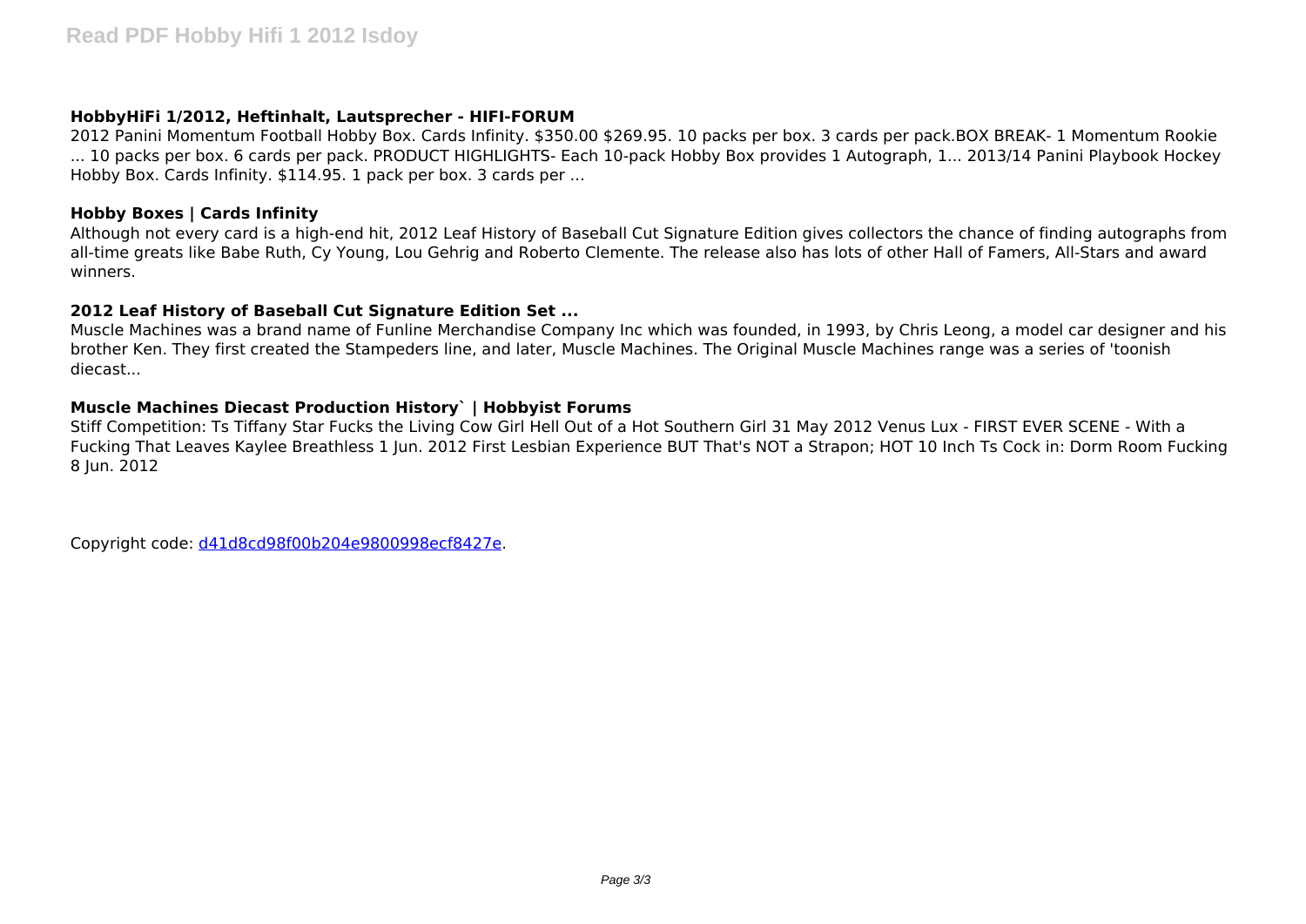### HobbyHiFi 1/2012, Heftinhalt, Lautsprecher - HIFI-FORUM

2012 Panini Momentum Football Hobby Box. Cards Infinity. $350.00 $269.95. 10 packs per box. 3 cards per pack.BOX BREAK- 1 Momentum Rookie ... 10 packs per box. 6 cards per pack. PRODUCT HIGHLIGHTS- Each 10-pack Hobby Box provides 1 Autograph, 1... 2013/14 Panini Playbook Hockey Hobby Box. Cards Infinity. $114.95. 1 pack per box. 3 cards per ...

### Hobby Boxes | Cards Infinity

Although not every card is a high-end hit, 2012 Leaf History of Baseball Cut Signature Edition gives collectors the chance of finding autographs from all-time greats like Babe Ruth, Cy Young, Lou Gehrig and Roberto Clemente. The release also has lots of other Hall of Famers, All-Stars and award winners.

### 2012 Leaf History of Baseball Cut Signature Edition Set ...

Muscle Machines was a brand name of Funline Merchandise Company Inc which was founded, in 1993, by Chris Leong, a model car designer and his brother Ken. They first created the Stampeders line, and later, Muscle Machines. The Original Muscle Machines range was a series of 'toonish diecast...

### Muscle Machines Diecast Production History` | Hobbyist Forums

Stiff Competition: Ts Tiffany Star Fucks the Living Cow Girl Hell Out of a Hot Southern Girl 31 May 2012 Venus Lux - FIRST EVER SCENE - With a Fucking That Leaves Kaylee Breathless 1 Jun. 2012 First Lesbian Experience BUT That's NOT a Strapon; HOT 10 Inch Ts Cock in: Dorm Room Fucking 8 Jun. 2012

Copyright code: d41d8cd98f00b204e9800998ecf8427e.